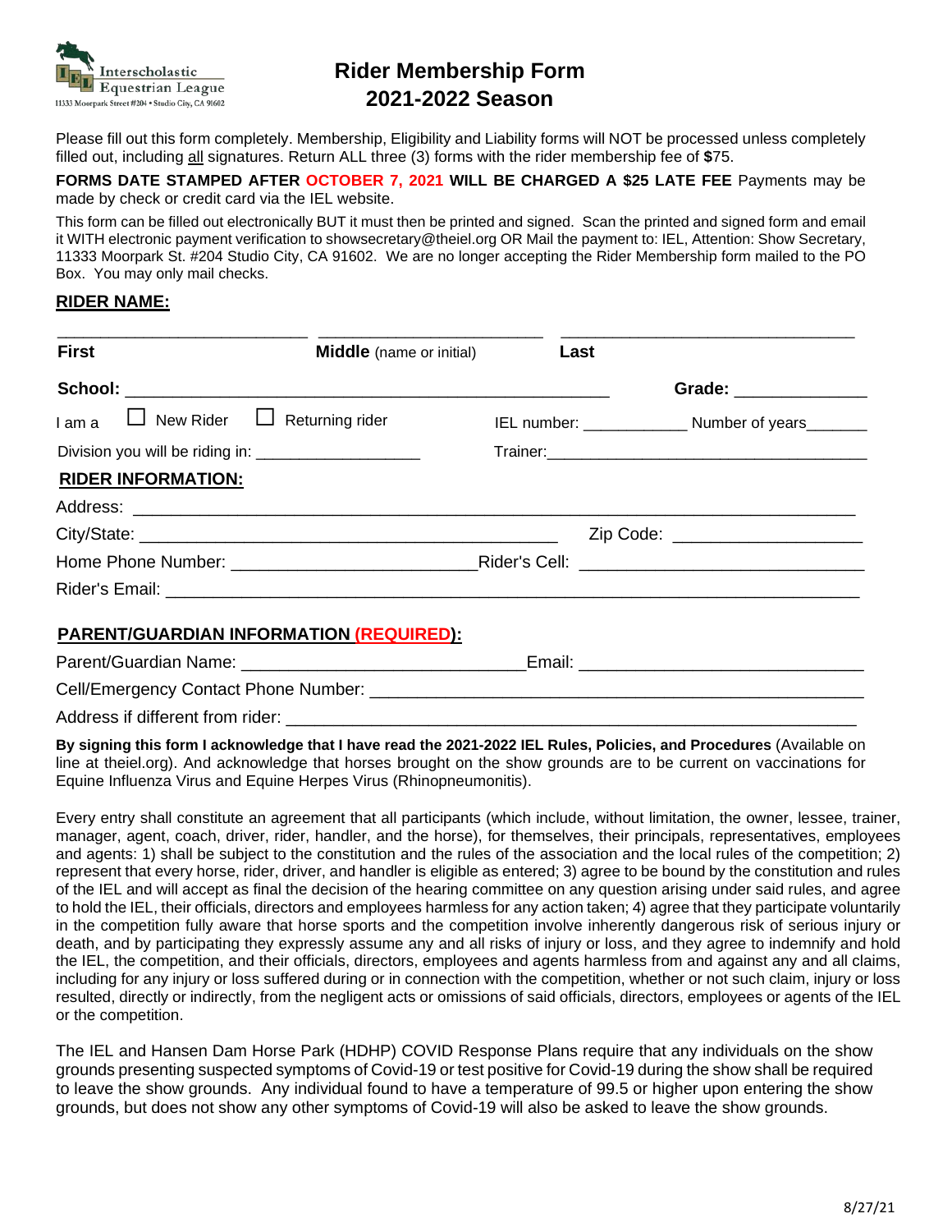Interscholastic Equestrian League
11333 Moorpark Street #204 • Studio City, CA 91602

# Rider Membership Form
# 2021-2022 Season

Please fill out this form completely. Membership, Eligibility and Liability forms will NOT be processed unless completely filled out, including all signatures. Return ALL three (3) forms with the rider membership fee of **$**75.

**FORMS DATE STAMPED AFTER OCTOBER 7, 2021 WILL BE CHARGED A $25 LATE FEE** Payments may be made by check or credit card via the IEL website.

This form can be filled out electronically BUT it must then be printed and signed. Scan the printed and signed form and email it WITH electronic payment verification to showsecretary@theiel.org OR Mail the payment to: IEL, Attention: Show Secretary, 11333 Moorpark St. #204 Studio City, CA 91602. We are no longer accepting the Rider Membership form mailed to the PO Box. You may only mail checks.

## RIDER NAME:

___________________________ ________________________ ______________________________

**First** **Middle** (name or initial) **Last**

**School:** ______________________________________________________ **Grade:** ______________

I am a ☐ New Rider ☐ Returning rider IEL number: ____________ Number of years_______

Division you will be riding in: ___________________ Trainer:_______________________________________

## RIDER INFORMATION:

Address: ________________________________________________________________________________

City/State: _____________________________________________ Zip Code: ____________________

Home Phone Number: _________________________Rider's Cell: ______________________________

Rider's Email: ______________________________________________________________________________

## PARENT/GUARDIAN INFORMATION (REQUIRED):

Parent/Guardian Name: _____________________________Email: ______________________________

Cell/Emergency Contact Phone Number: ______________________________________________________

Address if different from rider: ____________________________________________________________

**By signing this form I acknowledge that I have read the 2021-2022 IEL Rules, Policies, and Procedures** (Available on line at theiel.org). And acknowledge that horses brought on the show grounds are to be current on vaccinations for Equine Influenza Virus and Equine Herpes Virus (Rhinopneumonitis).

Every entry shall constitute an agreement that all participants (which include, without limitation, the owner, lessee, trainer, manager, agent, coach, driver, rider, handler, and the horse), for themselves, their principals, representatives, employees and agents: 1) shall be subject to the constitution and the rules of the association and the local rules of the competition; 2) represent that every horse, rider, driver, and handler is eligible as entered; 3) agree to be bound by the constitution and rules of the IEL and will accept as final the decision of the hearing committee on any question arising under said rules, and agree to hold the IEL, their officials, directors and employees harmless for any action taken; 4) agree that they participate voluntarily in the competition fully aware that horse sports and the competition involve inherently dangerous risk of serious injury or death, and by participating they expressly assume any and all risks of injury or loss, and they agree to indemnify and hold the IEL, the competition, and their officials, directors, employees and agents harmless from and against any and all claims, including for any injury or loss suffered during or in connection with the competition, whether or not such claim, injury or loss resulted, directly or indirectly, from the negligent acts or omissions of said officials, directors, employees or agents of the IEL or the competition.

The IEL and Hansen Dam Horse Park (HDHP) COVID Response Plans require that any individuals on the show grounds presenting suspected symptoms of Covid-19 or test positive for Covid-19 during the show shall be required to leave the show grounds. Any individual found to have a temperature of 99.5 or higher upon entering the show grounds, but does not show any other symptoms of Covid-19 will also be asked to leave the show grounds.

8/27/21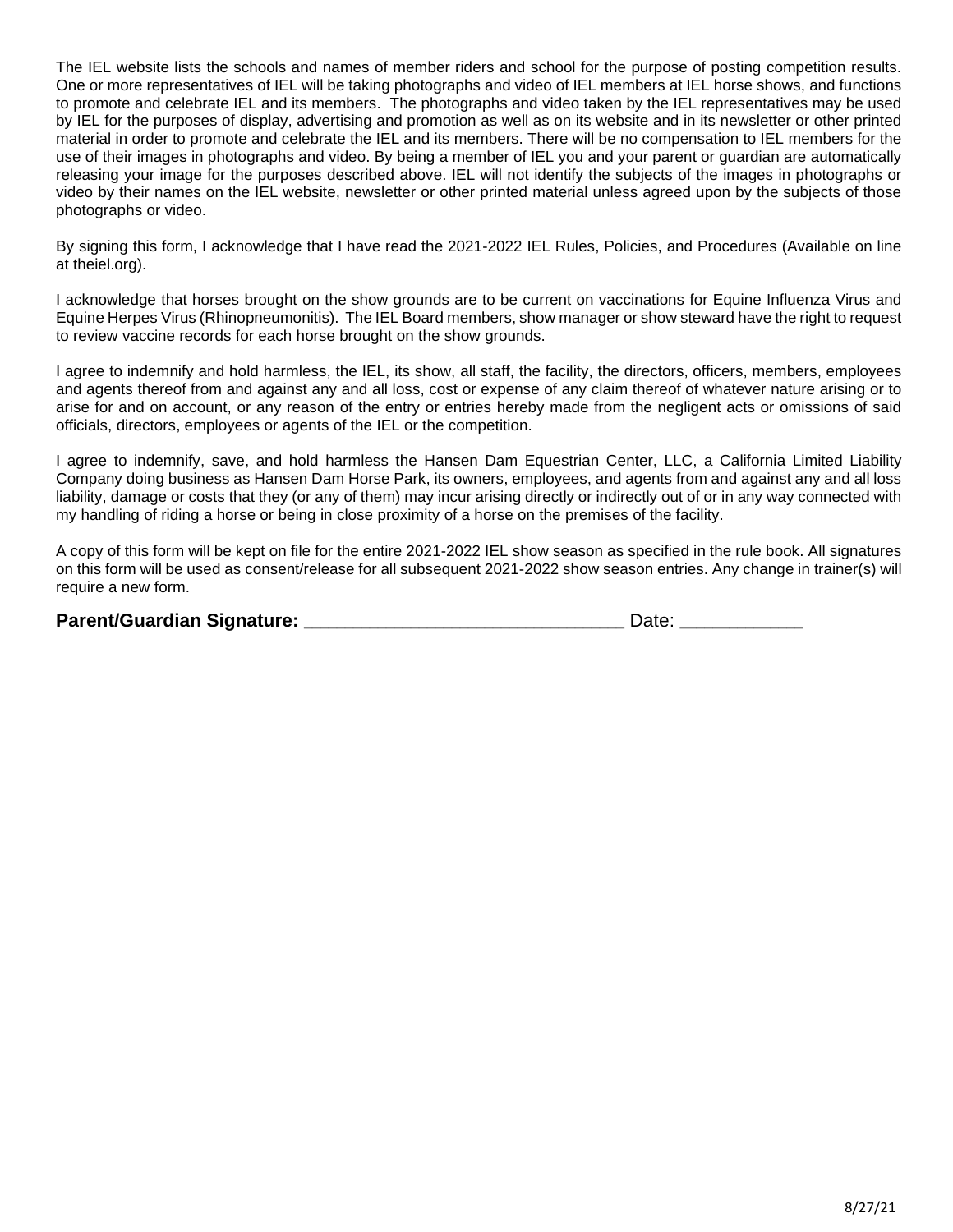The IEL website lists the schools and names of member riders and school for the purpose of posting competition results. One or more representatives of IEL will be taking photographs and video of IEL members at IEL horse shows, and functions to promote and celebrate IEL and its members. The photographs and video taken by the IEL representatives may be used by IEL for the purposes of display, advertising and promotion as well as on its website and in its newsletter or other printed material in order to promote and celebrate the IEL and its members. There will be no compensation to IEL members for the use of their images in photographs and video. By being a member of IEL you and your parent or guardian are automatically releasing your image for the purposes described above. IEL will not identify the subjects of the images in photographs or video by their names on the IEL website, newsletter or other printed material unless agreed upon by the subjects of those photographs or video.

By signing this form, I acknowledge that I have read the 2021-2022 IEL Rules, Policies, and Procedures (Available on line at theiel.org).

I acknowledge that horses brought on the show grounds are to be current on vaccinations for Equine Influenza Virus and Equine Herpes Virus (Rhinopneumonitis). The IEL Board members, show manager or show steward have the right to request to review vaccine records for each horse brought on the show grounds.

I agree to indemnify and hold harmless, the IEL, its show, all staff, the facility, the directors, officers, members, employees and agents thereof from and against any and all loss, cost or expense of any claim thereof of whatever nature arising or to arise for and on account, or any reason of the entry or entries hereby made from the negligent acts or omissions of said officials, directors, employees or agents of the IEL or the competition.

I agree to indemnify, save, and hold harmless the Hansen Dam Equestrian Center, LLC, a California Limited Liability Company doing business as Hansen Dam Horse Park, its owners, employees, and agents from and against any and all loss liability, damage or costs that they (or any of them) may incur arising directly or indirectly out of or in any way connected with my handling of riding a horse or being in close proximity of a horse on the premises of the facility.

A copy of this form will be kept on file for the entire 2021-2022 IEL show season as specified in the rule book. All signatures on this form will be used as consent/release for all subsequent 2021-2022 show season entries. Any change in trainer(s) will require a new form.

**Parent/Guardian Signature:** _______________________________ Date: ____________

8/27/21